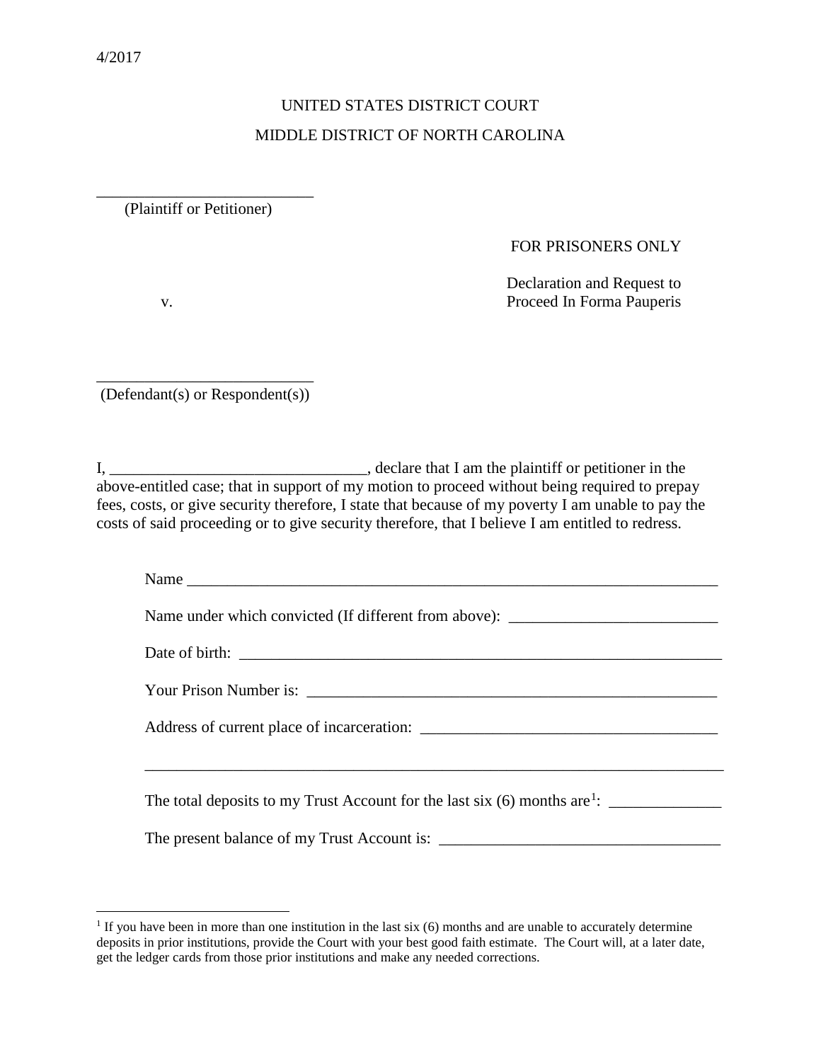4/2017

UNITED STATES DISTRICT COURT

MIDDLE DISTRICT OF NORTH CAROLINA

___________________________
(Plaintiff or Petitioner)

FOR PRISONERS ONLY

v.

Declaration and Request to Proceed In Forma Pauperis

___________________________
(Defendant(s) or Respondent(s))

I, _______________________________, declare that I am the plaintiff or petitioner in the above-entitled case; that in support of my motion to proceed without being required to prepay fees, costs, or give security therefore, I state that because of my poverty I am unable to pay the costs of said proceeding or to give security therefore, that I believe I am entitled to redress.

Name ____________________________________________________________________

Name under which convicted (If different from above): __________________________

Date of birth: ______________________________________________________________

Your Prison Number is: ____________________________________________________

Address of current place of incarceration: ____________________________________

__________________________________________________________________________

The total deposits to my Trust Account for the last six (6) months are[1]: ______________

The present balance of my Trust Account is: ___________________________________

[1] If you have been in more than one institution in the last six (6) months and are unable to accurately determine deposits in prior institutions, provide the Court with your best good faith estimate. The Court will, at a later date, get the ledger cards from those prior institutions and make any needed corrections.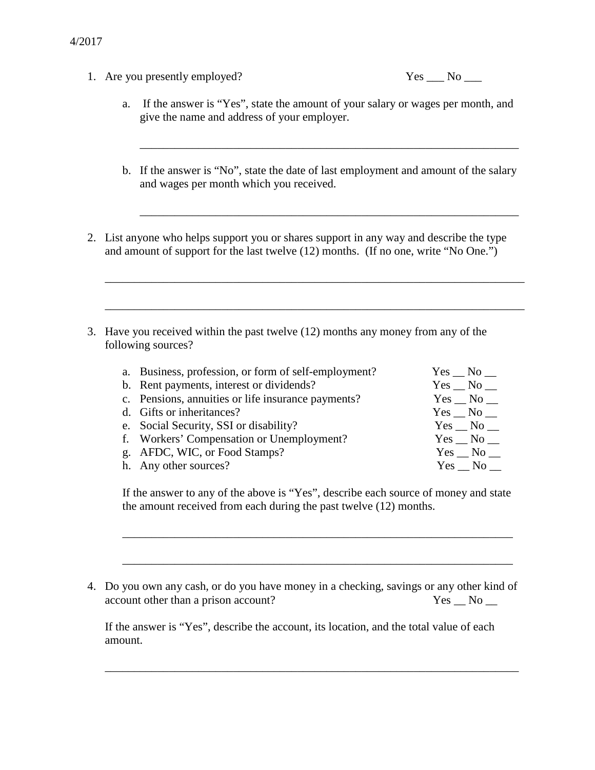4/2017

1. Are you presently employed? Yes ___ No ___

   a. If the answer is "Yes", state the amount of your salary or wages per month, and give the name and address of your employer.

   ______________________________________________________________________

   b. If the answer is "No", state the date of last employment and amount of the salary and wages per month which you received.

   ______________________________________________________________________

2. List anyone who helps support you or shares support in any way and describe the type and amount of support for the last twelve (12) months. (If no one, write "No One.")

   ______________________________________________________________________

   ______________________________________________________________________

3. Have you received within the past twelve (12) months any money from any of the following sources?

   a. Business, profession, or form of self-employment? Yes __ No __
   b. Rent payments, interest or dividends? Yes __ No __
   c. Pensions, annuities or life insurance payments? Yes __ No __
   d. Gifts or inheritances? Yes __ No __
   e. Social Security, SSI or disability? Yes __ No __
   f. Workers' Compensation or Unemployment? Yes __ No __
   g. AFDC, WIC, or Food Stamps? Yes __ No __
   h. Any other sources? Yes __ No __

   If the answer to any of the above is "Yes", describe each source of money and state the amount received from each during the past twelve (12) months.

   ______________________________________________________________________

   ______________________________________________________________________

4. Do you own any cash, or do you have money in a checking, savings or any other kind of account other than a prison account? Yes __ No __

   If the answer is "Yes", describe the account, its location, and the total value of each amount.

   ______________________________________________________________________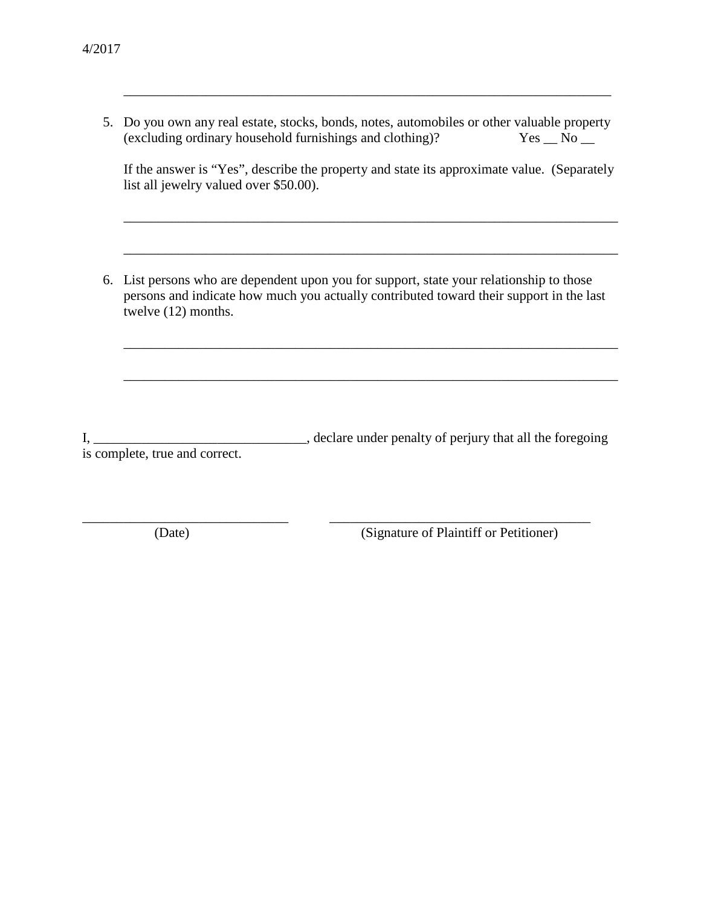4/2017

___________________________________________________________________________

5. Do you own any real estate, stocks, bonds, notes, automobiles or other valuable property (excluding ordinary household furnishings and clothing)? Yes __ No __

   If the answer is "Yes", describe the property and state its approximate value. (Separately list all jewelry valued over $50.00).

   ___________________________________________________________________________

   ___________________________________________________________________________

6. List persons who are dependent upon you for support, state your relationship to those persons and indicate how much you actually contributed toward their support in the last twelve (12) months.

   ___________________________________________________________________________

   ___________________________________________________________________________

I, _______________________________, declare under penalty of perjury that all the foregoing is complete, true and correct.

______________________________ (Date)

________________________________________ (Signature of Plaintiff or Petitioner)